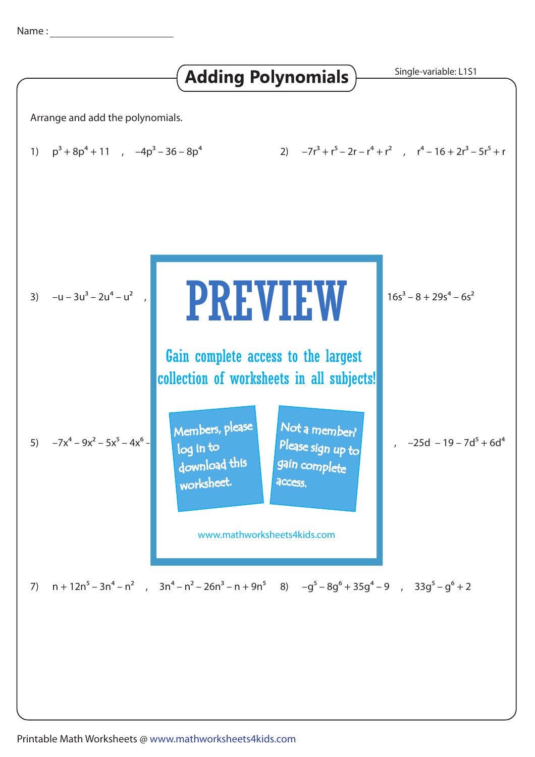Name :

# Adding Polynomials

Single-variable: L1S1

Arrange and add the polynomials.

1) $p^3 + 8p^4 + 11$ , $-4p^3 - 36 - 8p^4$

2) $-7r^3 + r^5 - 2r - r^4 + r^2$ , $r^4 - 16 + 2r^3 - 5r^5 + r$

3) $-u - 3u^3 - 2u^4 - u^2$ ,

$16s^3 - 8 + 29s^4 - 6s^2$

PREVIEW

Gain complete access to the largest collection of worksheets in all subjects!

Members, please log in to download this worksheet.

Not a member? Please sign up to gain complete access.

www.mathworksheets4kids.com

5) $-7x^4 - 9x^2 - 5x^5 - 4x^6 -$

, $-25d - 19 - 7d^5 + 6d^4$

7) $n + 12n^5 - 3n^4 - n^2$ , $3n^4 - n^2 - 26n^3 - n + 9n^5$

8) $-g^5 - 8g^6 + 35g^4 - 9$ , $33g^5 - g^6 + 2$

Printable Math Worksheets @ www.mathworksheets4kids.com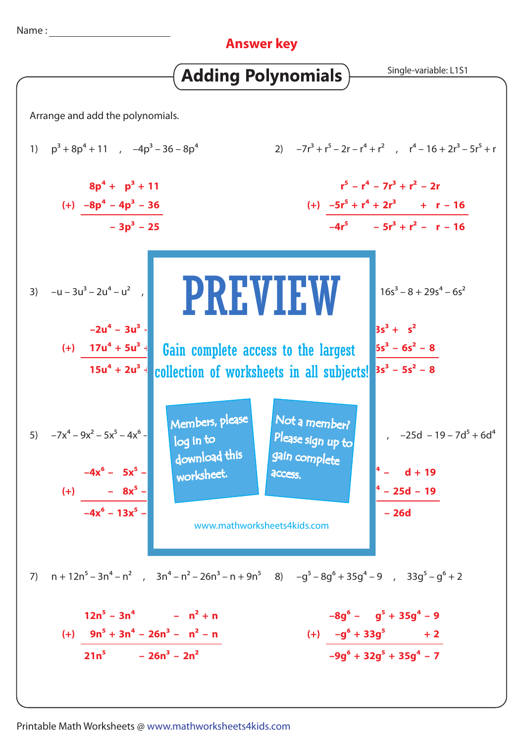Name : ____________________

**Answer key**

# Adding Polynomials

Single-variable: L1S1

Arrange and add the polynomials.

1) $p^3 + 8p^4 + 11$ , $-4p^3 - 36 - 8p^4$

$$\begin{array}{rl} & 8p^4 + p^3 + 11 \\ (+) & -8p^4 - 4p^3 - 36 \\ \hline & -3p^3 - 25 \end{array}$$

2) $-7r^3 + r^5 - 2r - r^4 + r^2$ , $r^4 - 16 + 2r^3 - 5r^5 + r$

$$\begin{array}{rl} & r^5 - r^4 - 7r^3 + r^2 - 2r \\ (+) & -5r^5 + r^4 + 2r^3 + r - 16 \\ \hline & -4r^5 - 5r^3 + r^2 - r - 16 \end{array}$$

3) $-u - 3u^3 - 2u^4 - u^2$ ,

$$\begin{array}{rl} & -2u^4 - 3u^3 \\ (+) & 17u^4 + 5u^3 \\ \hline & 15u^4 + 2u^3 \end{array}$$

4) $16s^3 - 8 + 29s^4 - 6s^2$

$$\begin{array}{rl} & 3s^3 + s^2 \\ (+) & 6s^3 - 6s^2 - 8 \\ \hline & 3s^3 - 5s^2 - 8 \end{array}$$

5) $-7x^4 - 9x^2 - 5x^5 - 4x^6$

$$\begin{array}{rl} & -4x^6 - 5x^5 \\ (+) & - 8x^5 \\ \hline & -4x^6 - 13x^5 \end{array}$$

6) $-25d - 19 - 7d^5 + 6d^4$

$$\begin{array}{rl} & - d + 19 \\ (+) & - 25d - 19 \\ \hline & - 26d \end{array}$$

7) $n + 12n^5 - 3n^4 - n^2$ , $3n^4 - n^2 - 26n^3 - n + 9n^5$

$$\begin{array}{rl} & 12n^5 - 3n^4 - n^2 + n \\ (+) & 9n^5 + 3n^4 - 26n^3 - n^2 - n \\ \hline & 21n^5 - 26n^3 - 2n^2 \end{array}$$

8) $-g^5 - 8g^6 + 35g^4 - 9$ , $33g^5 - g^6 + 2$

$$\begin{array}{rl} & -8g^6 - g^5 + 35g^4 - 9 \\ (+) & -g^6 + 33g^5 + 2 \\ \hline & -9g^6 + 32g^5 + 35g^4 - 7 \end{array}$$

Printable Math Worksheets @ www.mathworksheets4kids.com